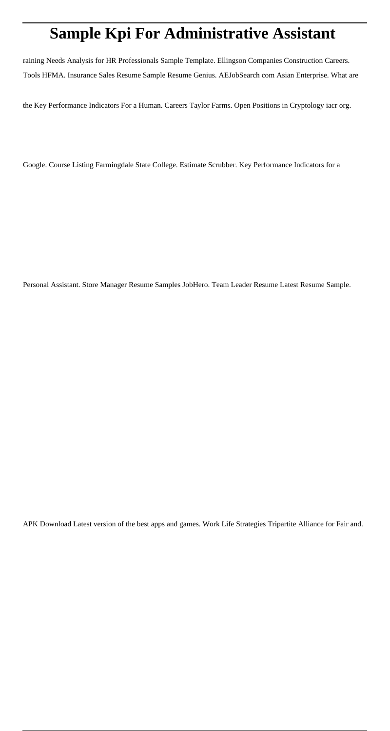# Sample Kpi For Administrative Assistant

raining Needs Analysis for HR Professionals Sample Template. Ellingson Companies Construction Careers. Tools HFMA. Insurance Sales Resume Sample Resume Genius. AEJobSearch com Asian Enterprise. What are the Key Performance Indicators For a Human. Careers Taylor Farms. Open Positions in Cryptology iacr org. Google. Course Listing Farmingdale State College. Estimate Scrubber. Key Performance Indicators for a Personal Assistant. Store Manager Resume Samples JobHero. Team Leader Resume Latest Resume Sample. APK Download Latest version of the best apps and games. Work Life Strategies Tripartite Alliance for Fair and.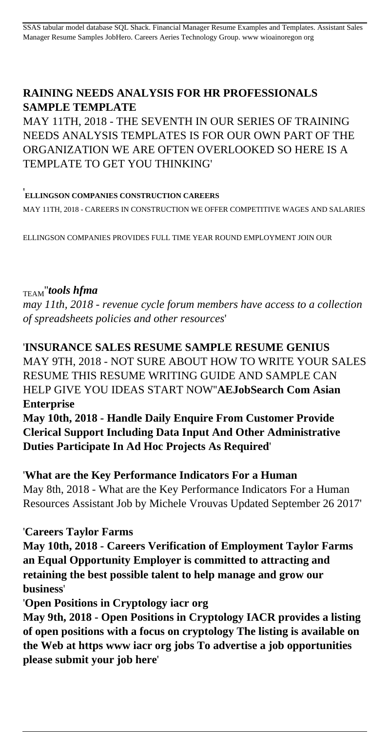SSAS tabular model database SQL Shack. Financial Manager Resume Examples and Templates. Assistant Sales Manager Resume Samples JobHero. Careers Aeries Technology Group. www wioainoregon org

**RAINING NEEDS ANALYSIS FOR HR PROFESSIONALS SAMPLE TEMPLATE**

MAY 11TH, 2018 - THE SEVENTH IN OUR SERIES OF TRAINING NEEDS ANALYSIS TEMPLATES IS FOR OUR OWN PART OF THE ORGANIZATION WE ARE OFTEN OVERLOOKED SO HERE IS A TEMPLATE TO GET YOU THINKING'

'**ELLINGSON COMPANIES CONSTRUCTION CAREERS**

MAY 11TH, 2018 - CAREERS IN CONSTRUCTION WE OFFER COMPETITIVE WAGES AND SALARIES ELLINGSON COMPANIES PROVIDES FULL TIME YEAR ROUND EMPLOYMENT JOIN OUR TEAM''***tools hfma***

*may 11th, 2018 - revenue cycle forum members have access to a collection of spreadsheets policies and other resources*'

'**INSURANCE SALES RESUME SAMPLE RESUME GENIUS**

MAY 9TH, 2018 - NOT SURE ABOUT HOW TO WRITE YOUR SALES RESUME THIS RESUME WRITING GUIDE AND SAMPLE CAN HELP GIVE YOU IDEAS START NOW''**AEJobSearch Com Asian Enterprise**

**May 10th, 2018 - Handle Daily Enquire From Customer Provide Clerical Support Including Data Input And Other Administrative Duties Participate In Ad Hoc Projects As Required**'

'**What are the Key Performance Indicators For a Human**

May 8th, 2018 - What are the Key Performance Indicators For a Human Resources Assistant Job by Michele Vrouvas Updated September 26 2017'

'**Careers Taylor Farms**

**May 10th, 2018 - Careers Verification of Employment Taylor Farms an Equal Opportunity Employer is committed to attracting and retaining the best possible talent to help manage and grow our business**'

'**Open Positions in Cryptology iacr org**

**May 9th, 2018 - Open Positions in Cryptology IACR provides a listing of open positions with a focus on cryptology The listing is available on the Web at https www iacr org jobs To advertise a job opportunities please submit your job here**'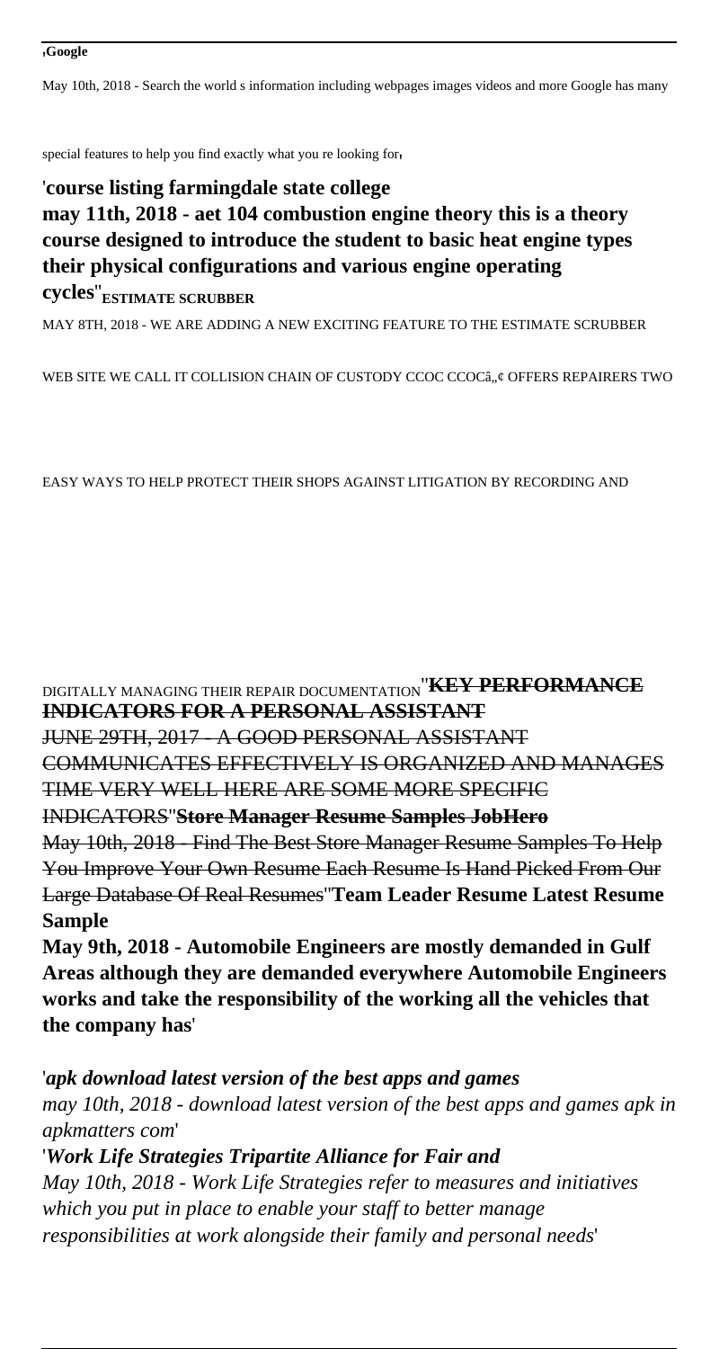'**Google**

May 10th, 2018 - Search the world s information including webpages images videos and more Google has many special features to help you find exactly what you re looking for'

'**course listing farmingdale state college may 11th, 2018 - aet 104 combustion engine theory this is a theory course designed to introduce the student to basic heat engine types their physical configurations and various engine operating cycles**''**ESTIMATE SCRUBBER**

MAY 8TH, 2018 - WE ARE ADDING A NEW EXCITING FEATURE TO THE ESTIMATE SCRUBBER WEB SITE WE CALL IT COLLISION CHAIN OF CUSTODY CCOC CCOCâ„¢ OFFERS REPAIRERS TWO EASY WAYS TO HELP PROTECT THEIR SHOPS AGAINST LITIGATION BY RECORDING AND DIGITALLY MANAGING THEIR REPAIR DOCUMENTATION''~~**KEY PERFORMANCE INDICATORS FOR A PERSONAL ASSISTANT**~~

~~JUNE 29TH, 2017 - A GOOD PERSONAL ASSISTANT COMMUNICATES EFFECTIVELY IS ORGANIZED AND MANAGES TIME VERY WELL HERE ARE SOME MORE SPECIFIC INDICATORS~~''~~**Store Manager Resume Samples JobHero**~~

~~May 10th, 2018 - Find The Best Store Manager Resume Samples To Help You Improve Your Own Resume Each Resume Is Hand Picked From Our Large Database Of Real Resumes~~''**Team Leader Resume Latest Resume Sample**

**May 9th, 2018 - Automobile Engineers are mostly demanded in Gulf Areas although they are demanded everywhere Automobile Engineers works and take the responsibility of the working all the vehicles that the company has**'

'***apk download latest version of the best apps and games***

*may 10th, 2018 - download latest version of the best apps and games apk in apkmatters com*'

'***Work Life Strategies Tripartite Alliance for Fair and***

*May 10th, 2018 - Work Life Strategies refer to measures and initiatives which you put in place to enable your staff to better manage responsibilities at work alongside their family and personal needs*'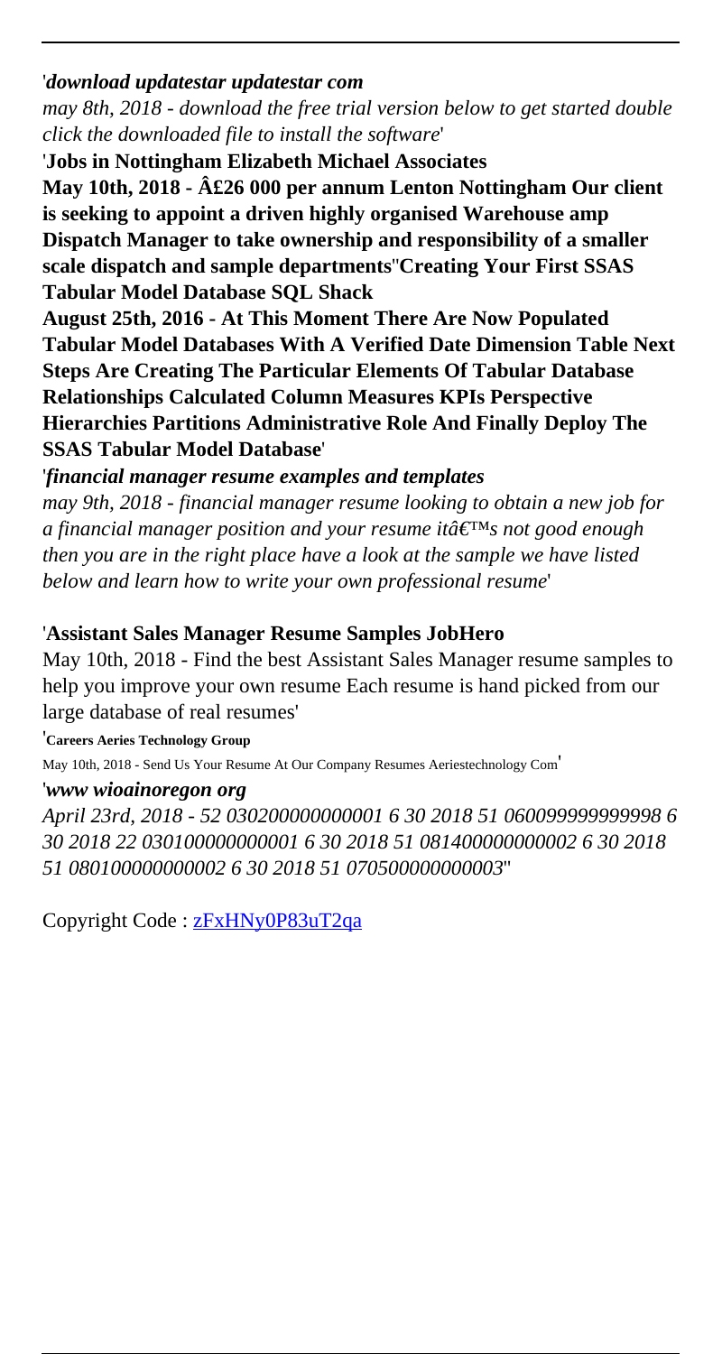'*download updatestar updatestar com*

*may 8th, 2018 - download the free trial version below to get started double click the downloaded file to install the software*'

'**Jobs in Nottingham Elizabeth Michael Associates**

**May 10th, 2018 - Â£26 000 per annum Lenton Nottingham Our client is seeking to appoint a driven highly organised Warehouse amp Dispatch Manager to take ownership and responsibility of a smaller scale dispatch and sample departments**''**Creating Your First SSAS Tabular Model Database SQL Shack**

**August 25th, 2016 - At This Moment There Are Now Populated Tabular Model Databases With A Verified Date Dimension Table Next Steps Are Creating The Particular Elements Of Tabular Database Relationships Calculated Column Measures KPIs Perspective Hierarchies Partitions Administrative Role And Finally Deploy The SSAS Tabular Model Database**'

'*financial manager resume examples and templates*

*may 9th, 2018 - financial manager resume looking to obtain a new job for a financial manager position and your resume itâ€™s not good enough then you are in the right place have a look at the sample we have listed below and learn how to write your own professional resume*'

'**Assistant Sales Manager Resume Samples JobHero**

May 10th, 2018 - Find the best Assistant Sales Manager resume samples to help you improve your own resume Each resume is hand picked from our large database of real resumes'

'**Careers Aeries Technology Group**

May 10th, 2018 - Send Us Your Resume At Our Company Resumes Aeriestechnology Com'

'*www wioainoregon org*

*April 23rd, 2018 - 52 030200000000001 6 30 2018 51 060099999999998 6 30 2018 22 030100000000001 6 30 2018 51 081400000000002 6 30 2018 51 080100000000002 6 30 2018 51 070500000000003*''

Copyright Code : zFxHNy0P83uT2qa